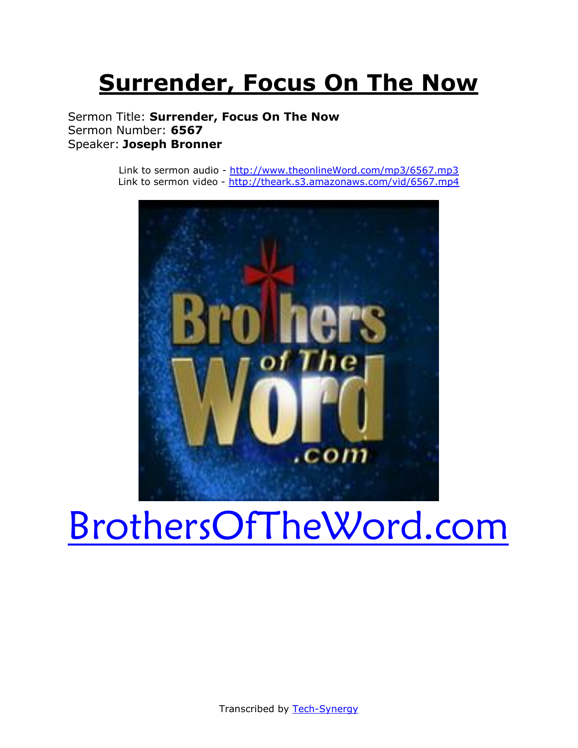# Surrender, Focus On The Now

Sermon Title: **Surrender, Focus On The Now**
Sermon Number: **6567**
Speaker: **Joseph Bronner**

Link to sermon audio - http://www.theonlineWord.com/mp3/6567.mp3
Link to sermon video - http://theark.s3.amazonaws.com/vid/6567.mp4

BrothersOfTheWord.com

Transcribed by Tech-Synergy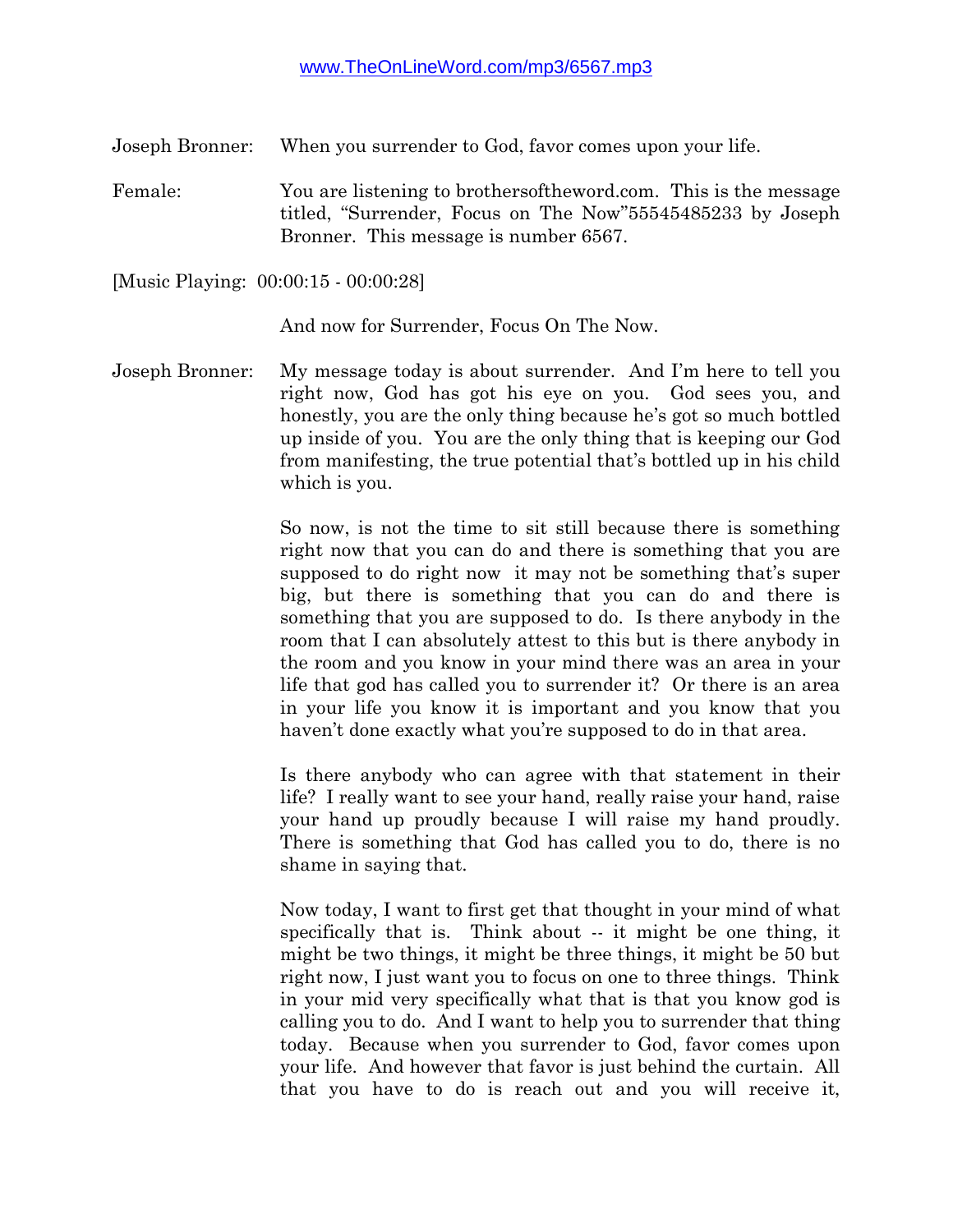www.TheOnLineWord.com/mp3/6567.mp3

Joseph Bronner: When you surrender to God, favor comes upon your life.

Female: You are listening to brothersoftheword.com. This is the message titled, "Surrender, Focus on The Now"55545485233 by Joseph Bronner. This message is number 6567.

[Music Playing: 00:00:15 - 00:00:28]

And now for Surrender, Focus On The Now.

Joseph Bronner: My message today is about surrender. And I'm here to tell you right now, God has got his eye on you. God sees you, and honestly, you are the only thing because he's got so much bottled up inside of you. You are the only thing that is keeping our God from manifesting, the true potential that's bottled up in his child which is you.

So now, is not the time to sit still because there is something right now that you can do and there is something that you are supposed to do right now it may not be something that's super big, but there is something that you can do and there is something that you are supposed to do. Is there anybody in the room that I can absolutely attest to this but is there anybody in the room and you know in your mind there was an area in your life that god has called you to surrender it? Or there is an area in your life you know it is important and you know that you haven't done exactly what you're supposed to do in that area.

Is there anybody who can agree with that statement in their life? I really want to see your hand, really raise your hand, raise your hand up proudly because I will raise my hand proudly. There is something that God has called you to do, there is no shame in saying that.

Now today, I want to first get that thought in your mind of what specifically that is. Think about -- it might be one thing, it might be two things, it might be three things, it might be 50 but right now, I just want you to focus on one to three things. Think in your mid very specifically what that is that you know god is calling you to do. And I want to help you to surrender that thing today. Because when you surrender to God, favor comes upon your life. And however that favor is just behind the curtain. All that you have to do is reach out and you will receive it,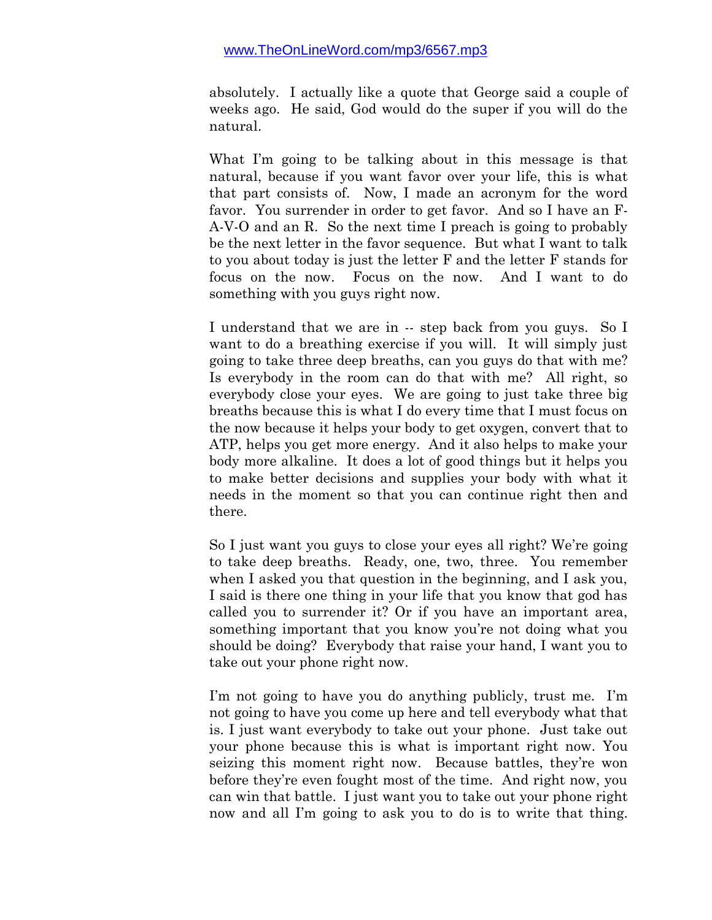absolutely. I actually like a quote that George said a couple of weeks ago. He said, God would do the super if you will do the natural.

What I'm going to be talking about in this message is that natural, because if you want favor over your life, this is what that part consists of. Now, I made an acronym for the word favor. You surrender in order to get favor. And so I have an F-A-V-O and an R. So the next time I preach is going to probably be the next letter in the favor sequence. But what I want to talk to you about today is just the letter F and the letter F stands for focus on the now. Focus on the now. And I want to do something with you guys right now.

I understand that we are in -- step back from you guys. So I want to do a breathing exercise if you will. It will simply just going to take three deep breaths, can you guys do that with me? Is everybody in the room can do that with me? All right, so everybody close your eyes. We are going to just take three big breaths because this is what I do every time that I must focus on the now because it helps your body to get oxygen, convert that to ATP, helps you get more energy. And it also helps to make your body more alkaline. It does a lot of good things but it helps you to make better decisions and supplies your body with what it needs in the moment so that you can continue right then and there.

So I just want you guys to close your eyes all right? We're going to take deep breaths. Ready, one, two, three. You remember when I asked you that question in the beginning, and I ask you, I said is there one thing in your life that you know that god has called you to surrender it? Or if you have an important area, something important that you know you're not doing what you should be doing? Everybody that raise your hand, I want you to take out your phone right now.

I'm not going to have you do anything publicly, trust me. I'm not going to have you come up here and tell everybody what that is. I just want everybody to take out your phone. Just take out your phone because this is what is important right now. You seizing this moment right now. Because battles, they're won before they're even fought most of the time. And right now, you can win that battle. I just want you to take out your phone right now and all I'm going to ask you to do is to write that thing.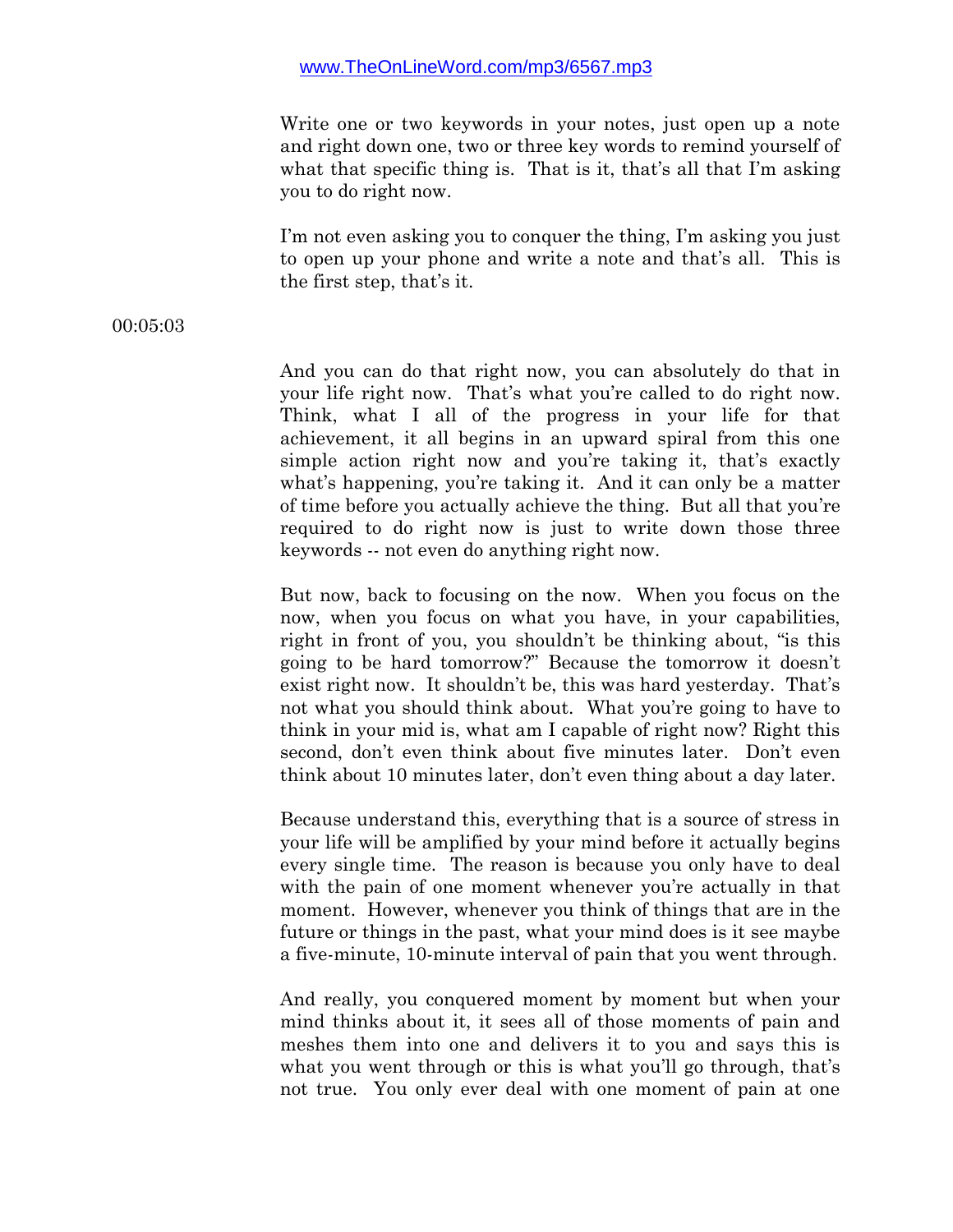www.TheOnLineWord.com/mp3/6567.mp3

Write one or two keywords in your notes, just open up a note and right down one, two or three key words to remind yourself of what that specific thing is. That is it, that's all that I'm asking you to do right now.

I'm not even asking you to conquer the thing, I'm asking you just to open up your phone and write a note and that's all. This is the first step, that's it.

00:05:03

And you can do that right now, you can absolutely do that in your life right now. That's what you're called to do right now. Think, what I all of the progress in your life for that achievement, it all begins in an upward spiral from this one simple action right now and you're taking it, that's exactly what's happening, you're taking it. And it can only be a matter of time before you actually achieve the thing. But all that you're required to do right now is just to write down those three keywords -- not even do anything right now.

But now, back to focusing on the now. When you focus on the now, when you focus on what you have, in your capabilities, right in front of you, you shouldn't be thinking about, "is this going to be hard tomorrow?" Because the tomorrow it doesn't exist right now. It shouldn't be, this was hard yesterday. That's not what you should think about. What you're going to have to think in your mid is, what am I capable of right now? Right this second, don't even think about five minutes later. Don't even think about 10 minutes later, don't even thing about a day later.

Because understand this, everything that is a source of stress in your life will be amplified by your mind before it actually begins every single time. The reason is because you only have to deal with the pain of one moment whenever you're actually in that moment. However, whenever you think of things that are in the future or things in the past, what your mind does is it see maybe a five-minute, 10-minute interval of pain that you went through.

And really, you conquered moment by moment but when your mind thinks about it, it sees all of those moments of pain and meshes them into one and delivers it to you and says this is what you went through or this is what you'll go through, that's not true. You only ever deal with one moment of pain at one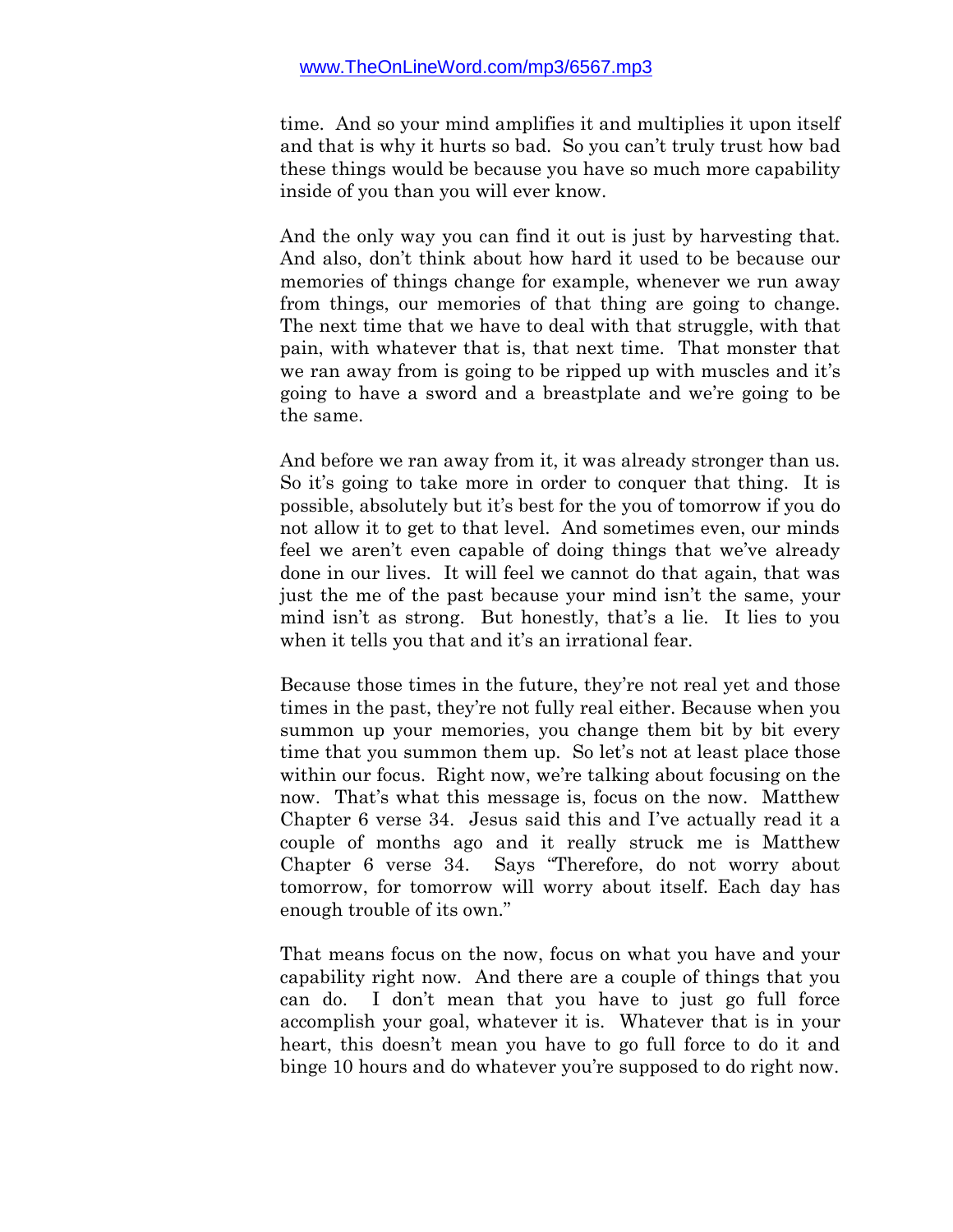time. And so your mind amplifies it and multiplies it upon itself and that is why it hurts so bad. So you can't truly trust how bad these things would be because you have so much more capability inside of you than you will ever know.

And the only way you can find it out is just by harvesting that. And also, don't think about how hard it used to be because our memories of things change for example, whenever we run away from things, our memories of that thing are going to change. The next time that we have to deal with that struggle, with that pain, with whatever that is, that next time. That monster that we ran away from is going to be ripped up with muscles and it's going to have a sword and a breastplate and we're going to be the same.

And before we ran away from it, it was already stronger than us. So it's going to take more in order to conquer that thing. It is possible, absolutely but it's best for the you of tomorrow if you do not allow it to get to that level. And sometimes even, our minds feel we aren't even capable of doing things that we've already done in our lives. It will feel we cannot do that again, that was just the me of the past because your mind isn't the same, your mind isn't as strong. But honestly, that's a lie. It lies to you when it tells you that and it's an irrational fear.

Because those times in the future, they're not real yet and those times in the past, they're not fully real either. Because when you summon up your memories, you change them bit by bit every time that you summon them up. So let's not at least place those within our focus. Right now, we're talking about focusing on the now. That's what this message is, focus on the now. Matthew Chapter 6 verse 34. Jesus said this and I've actually read it a couple of months ago and it really struck me is Matthew Chapter 6 verse 34. Says "Therefore, do not worry about tomorrow, for tomorrow will worry about itself. Each day has enough trouble of its own."

That means focus on the now, focus on what you have and your capability right now. And there are a couple of things that you can do. I don't mean that you have to just go full force accomplish your goal, whatever it is. Whatever that is in your heart, this doesn't mean you have to go full force to do it and binge 10 hours and do whatever you're supposed to do right now.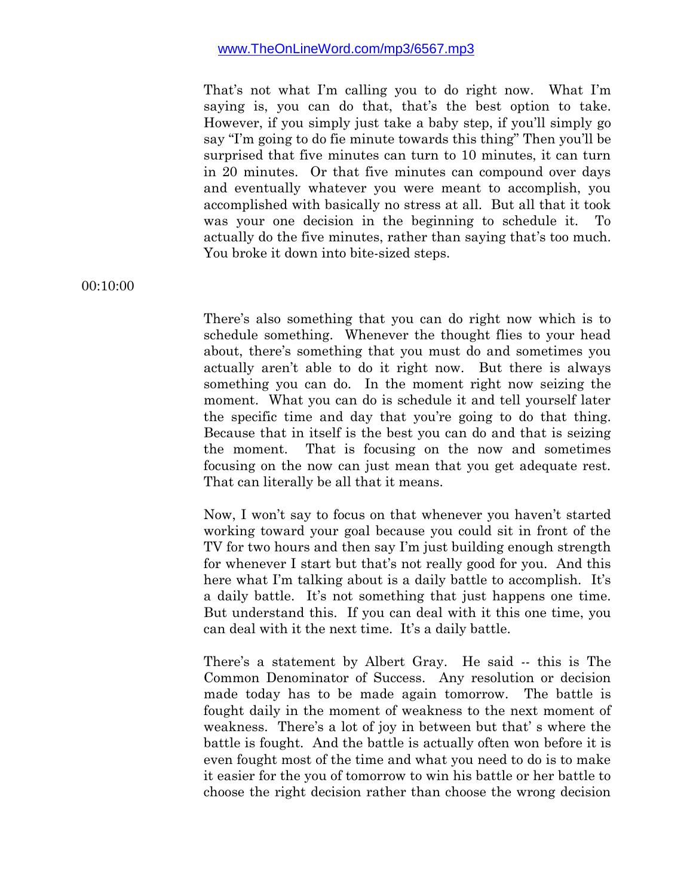That's not what I'm calling you to do right now. What I'm saying is, you can do that, that's the best option to take. However, if you simply just take a baby step, if you'll simply go say "I'm going to do fie minute towards this thing" Then you'll be surprised that five minutes can turn to 10 minutes, it can turn in 20 minutes. Or that five minutes can compound over days and eventually whatever you were meant to accomplish, you accomplished with basically no stress at all. But all that it took was your one decision in the beginning to schedule it. To actually do the five minutes, rather than saying that's too much. You broke it down into bite-sized steps.

00:10:00

There's also something that you can do right now which is to schedule something. Whenever the thought flies to your head about, there's something that you must do and sometimes you actually aren't able to do it right now. But there is always something you can do. In the moment right now seizing the moment. What you can do is schedule it and tell yourself later the specific time and day that you're going to do that thing. Because that in itself is the best you can do and that is seizing the moment. That is focusing on the now and sometimes focusing on the now can just mean that you get adequate rest. That can literally be all that it means.

Now, I won't say to focus on that whenever you haven't started working toward your goal because you could sit in front of the TV for two hours and then say I'm just building enough strength for whenever I start but that's not really good for you. And this here what I'm talking about is a daily battle to accomplish. It's a daily battle. It's not something that just happens one time. But understand this. If you can deal with it this one time, you can deal with it the next time. It's a daily battle.

There's a statement by Albert Gray. He said -- this is The Common Denominator of Success. Any resolution or decision made today has to be made again tomorrow. The battle is fought daily in the moment of weakness to the next moment of weakness. There's a lot of joy in between but that' s where the battle is fought. And the battle is actually often won before it is even fought most of the time and what you need to do is to make it easier for the you of tomorrow to win his battle or her battle to choose the right decision rather than choose the wrong decision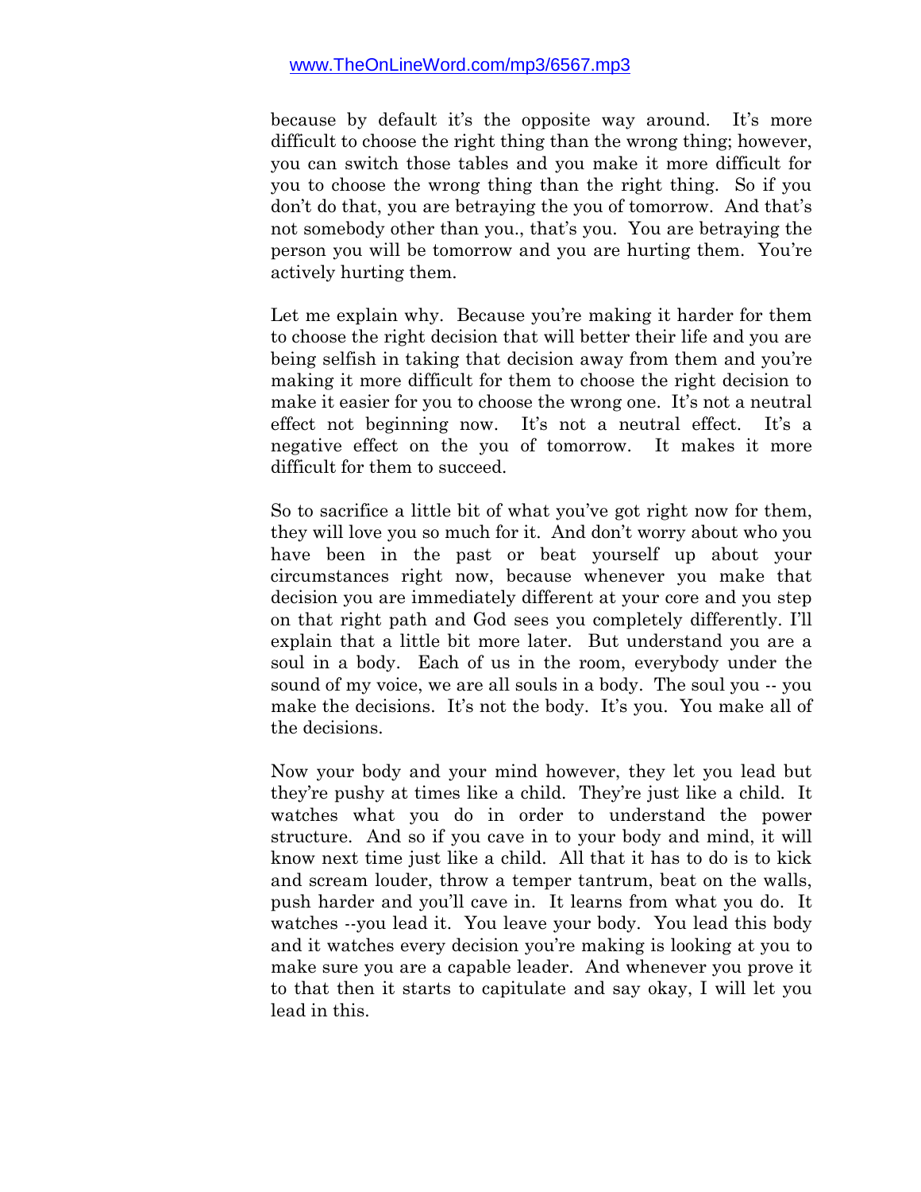because by default it's the opposite way around. It's more difficult to choose the right thing than the wrong thing; however, you can switch those tables and you make it more difficult for you to choose the wrong thing than the right thing. So if you don't do that, you are betraying the you of tomorrow. And that's not somebody other than you., that's you. You are betraying the person you will be tomorrow and you are hurting them. You're actively hurting them.

Let me explain why. Because you're making it harder for them to choose the right decision that will better their life and you are being selfish in taking that decision away from them and you're making it more difficult for them to choose the right decision to make it easier for you to choose the wrong one. It's not a neutral effect not beginning now. It's not a neutral effect. It's a negative effect on the you of tomorrow. It makes it more difficult for them to succeed.

So to sacrifice a little bit of what you've got right now for them, they will love you so much for it. And don't worry about who you have been in the past or beat yourself up about your circumstances right now, because whenever you make that decision you are immediately different at your core and you step on that right path and God sees you completely differently. I'll explain that a little bit more later. But understand you are a soul in a body. Each of us in the room, everybody under the sound of my voice, we are all souls in a body. The soul you -- you make the decisions. It's not the body. It's you. You make all of the decisions.

Now your body and your mind however, they let you lead but they're pushy at times like a child. They're just like a child. It watches what you do in order to understand the power structure. And so if you cave in to your body and mind, it will know next time just like a child. All that it has to do is to kick and scream louder, throw a temper tantrum, beat on the walls, push harder and you'll cave in. It learns from what you do. It watches --you lead it. You leave your body. You lead this body and it watches every decision you're making is looking at you to make sure you are a capable leader. And whenever you prove it to that then it starts to capitulate and say okay, I will let you lead in this.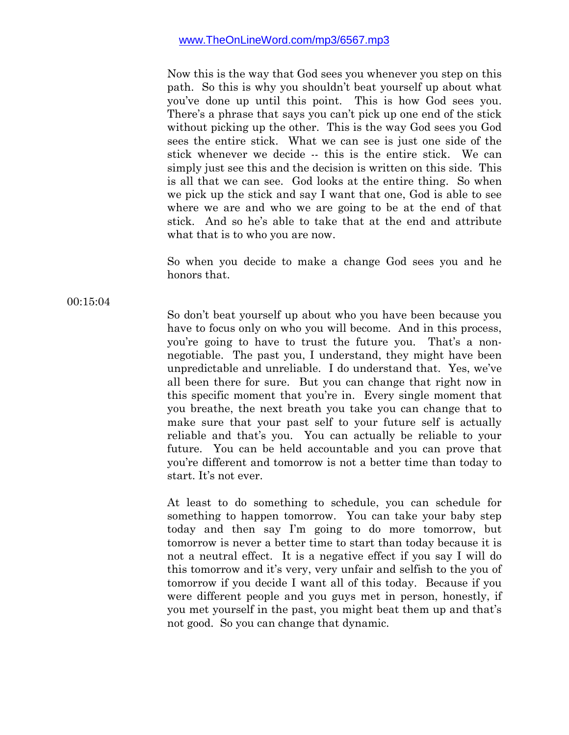Now this is the way that God sees you whenever you step on this path. So this is why you shouldn't beat yourself up about what you've done up until this point. This is how God sees you. There's a phrase that says you can't pick up one end of the stick without picking up the other. This is the way God sees you God sees the entire stick. What we can see is just one side of the stick whenever we decide -- this is the entire stick. We can simply just see this and the decision is written on this side. This is all that we can see. God looks at the entire thing. So when we pick up the stick and say I want that one, God is able to see where we are and who we are going to be at the end of that stick. And so he's able to take that at the end and attribute what that is to who you are now.

So when you decide to make a change God sees you and he honors that.

00:15:04

So don't beat yourself up about who you have been because you have to focus only on who you will become. And in this process, you're going to have to trust the future you. That's a non-negotiable. The past you, I understand, they might have been unpredictable and unreliable. I do understand that. Yes, we've all been there for sure. But you can change that right now in this specific moment that you're in. Every single moment that you breathe, the next breath you take you can change that to make sure that your past self to your future self is actually reliable and that's you. You can actually be reliable to your future. You can be held accountable and you can prove that you're different and tomorrow is not a better time than today to start. It's not ever.

At least to do something to schedule, you can schedule for something to happen tomorrow. You can take your baby step today and then say I'm going to do more tomorrow, but tomorrow is never a better time to start than today because it is not a neutral effect. It is a negative effect if you say I will do this tomorrow and it's very, very unfair and selfish to the you of tomorrow if you decide I want all of this today. Because if you were different people and you guys met in person, honestly, if you met yourself in the past, you might beat them up and that's not good. So you can change that dynamic.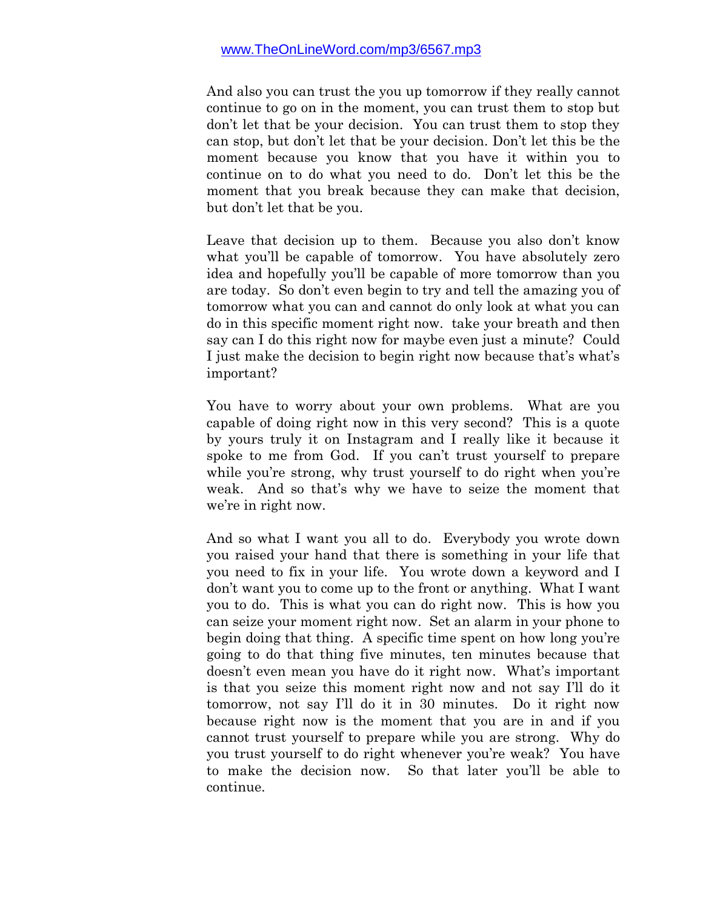And also you can trust the you up tomorrow if they really cannot continue to go on in the moment, you can trust them to stop but don't let that be your decision. You can trust them to stop they can stop, but don't let that be your decision. Don't let this be the moment because you know that you have it within you to continue on to do what you need to do. Don't let this be the moment that you break because they can make that decision, but don't let that be you.

Leave that decision up to them. Because you also don't know what you'll be capable of tomorrow. You have absolutely zero idea and hopefully you'll be capable of more tomorrow than you are today. So don't even begin to try and tell the amazing you of tomorrow what you can and cannot do only look at what you can do in this specific moment right now. take your breath and then say can I do this right now for maybe even just a minute? Could I just make the decision to begin right now because that's what's important?

You have to worry about your own problems. What are you capable of doing right now in this very second? This is a quote by yours truly it on Instagram and I really like it because it spoke to me from God. If you can't trust yourself to prepare while you're strong, why trust yourself to do right when you're weak. And so that's why we have to seize the moment that we're in right now.

And so what I want you all to do. Everybody you wrote down you raised your hand that there is something in your life that you need to fix in your life. You wrote down a keyword and I don't want you to come up to the front or anything. What I want you to do. This is what you can do right now. This is how you can seize your moment right now. Set an alarm in your phone to begin doing that thing. A specific time spent on how long you're going to do that thing five minutes, ten minutes because that doesn't even mean you have do it right now. What's important is that you seize this moment right now and not say I'll do it tomorrow, not say I'll do it in 30 minutes. Do it right now because right now is the moment that you are in and if you cannot trust yourself to prepare while you are strong. Why do you trust yourself to do right whenever you're weak? You have to make the decision now. So that later you'll be able to continue.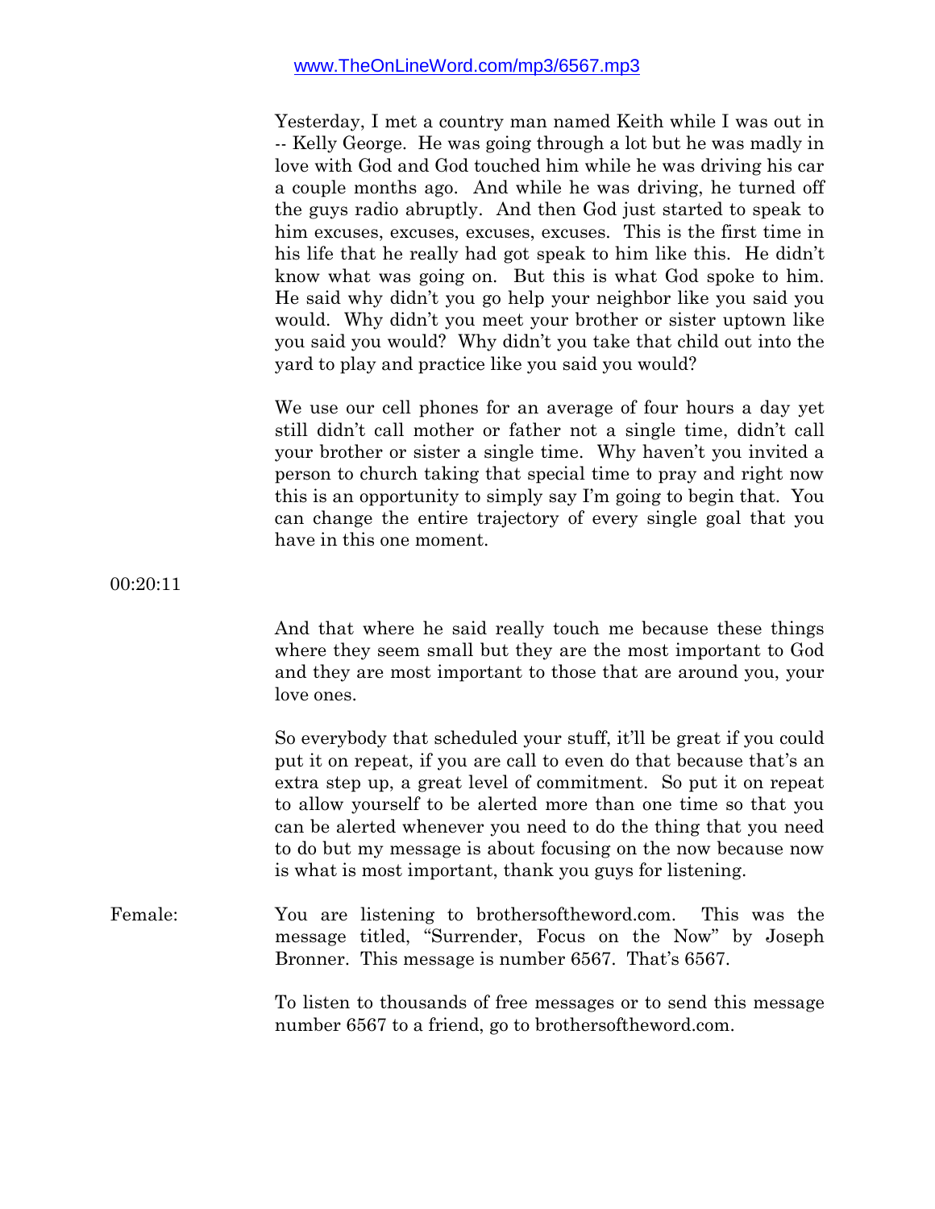www.TheOnLineWord.com/mp3/6567.mp3

Yesterday, I met a country man named Keith while I was out in -- Kelly George. He was going through a lot but he was madly in love with God and God touched him while he was driving his car a couple months ago. And while he was driving, he turned off the guys radio abruptly. And then God just started to speak to him excuses, excuses, excuses, excuses. This is the first time in his life that he really had got speak to him like this. He didn't know what was going on. But this is what God spoke to him. He said why didn't you go help your neighbor like you said you would. Why didn't you meet your brother or sister uptown like you said you would? Why didn't you take that child out into the yard to play and practice like you said you would?

We use our cell phones for an average of four hours a day yet still didn't call mother or father not a single time, didn't call your brother or sister a single time. Why haven't you invited a person to church taking that special time to pray and right now this is an opportunity to simply say I'm going to begin that. You can change the entire trajectory of every single goal that you have in this one moment.

00:20:11

And that where he said really touch me because these things where they seem small but they are the most important to God and they are most important to those that are around you, your love ones.

So everybody that scheduled your stuff, it'll be great if you could put it on repeat, if you are call to even do that because that's an extra step up, a great level of commitment. So put it on repeat to allow yourself to be alerted more than one time so that you can be alerted whenever you need to do the thing that you need to do but my message is about focusing on the now because now is what is most important, thank you guys for listening.

Female: You are listening to brothersoftheword.com. This was the message titled, "Surrender, Focus on the Now" by Joseph Bronner. This message is number 6567. That's 6567.

To listen to thousands of free messages or to send this message number 6567 to a friend, go to brothersoftheword.com.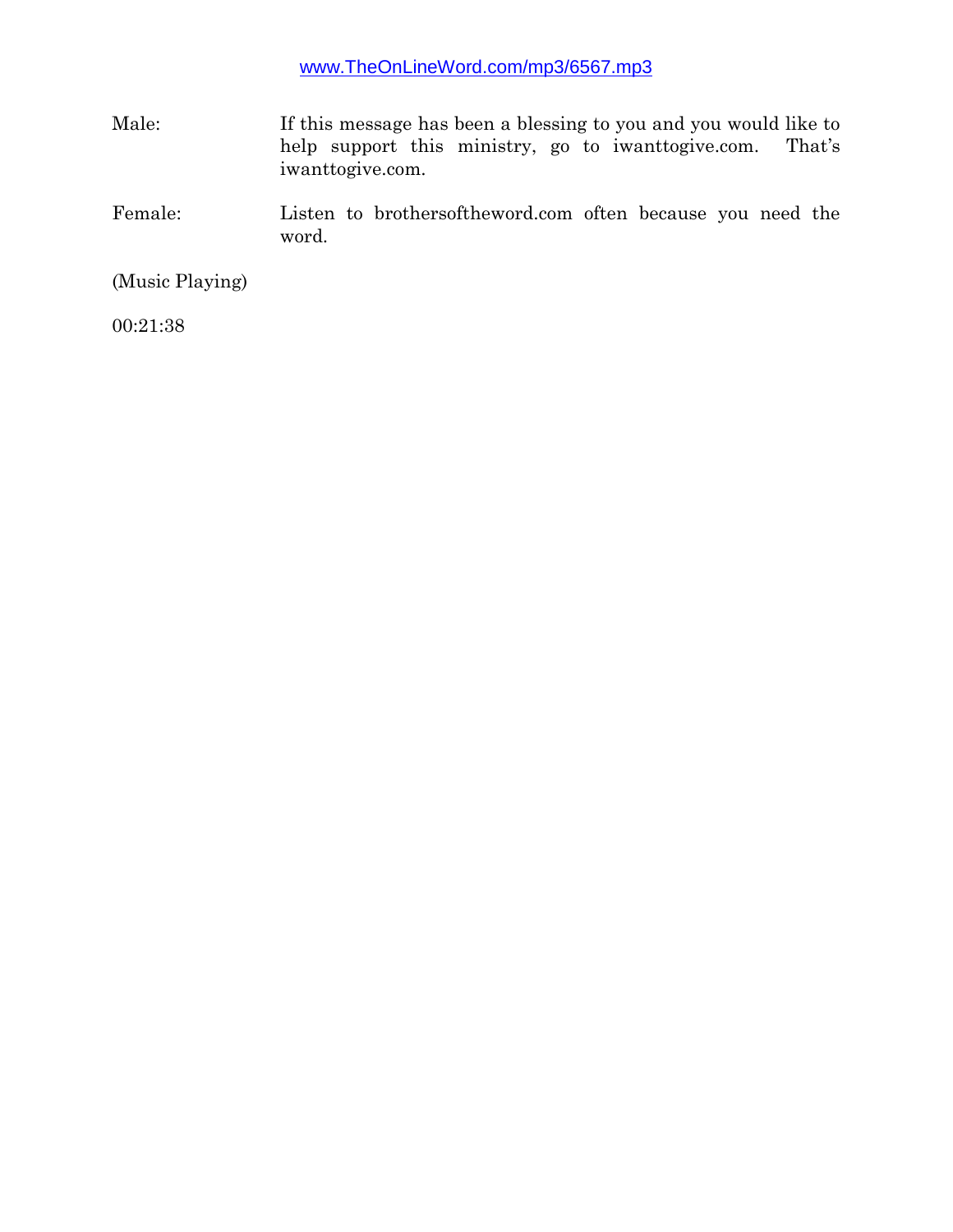www.TheOnLineWord.com/mp3/6567.mp3

Male: If this message has been a blessing to you and you would like to help support this ministry, go to iwanttogive.com. That's iwanttogive.com.

Female: Listen to brothersoftheword.com often because you need the word.

(Music Playing)

00:21:38